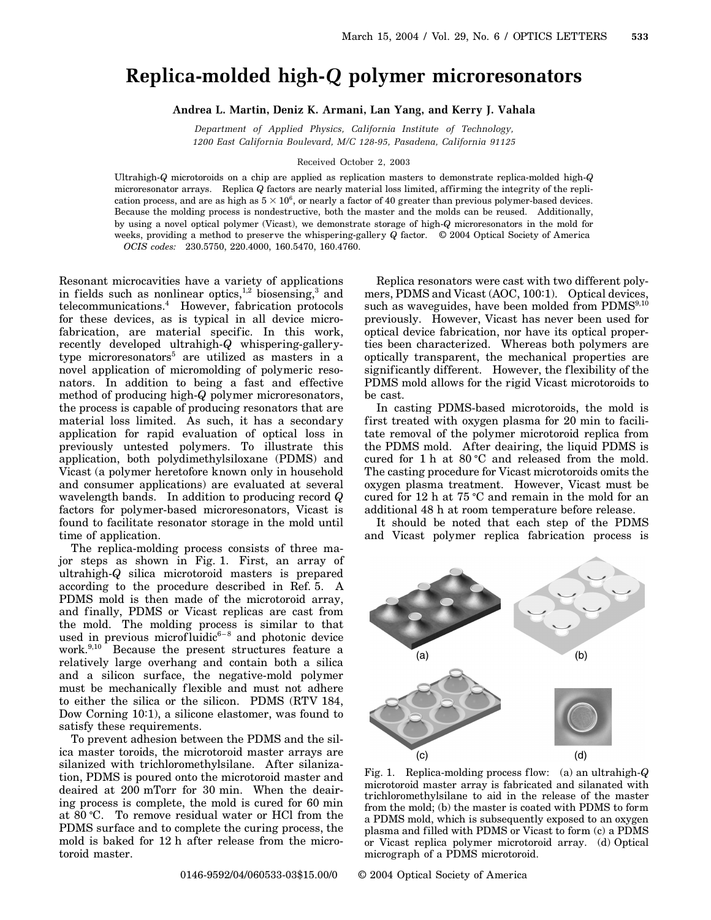# Replica-molded high-Q polymer microresonators

**Andrea L. Martin, Deniz K. Armani, Lan Yang, and Kerry J. Vahala**

*Department of Applied Physics, California Institute of Technology, 1200 East California Boulevard, M/C 128-95, Pasadena, California 91125*

Received October 2, 2003

Ultrahigh-*Q* microtoroids on a chip are applied as replication masters to demonstrate replica-molded high-*Q* microresonator arrays. Replica *Q* factors are nearly material loss limited, affirming the integrity of the replication process, and are as high as $5 \times 10^6$, or nearly a factor of 40 greater than previous polymer-based devices. Because the molding process is nondestructive, both the master and the molds can be reused. Additionally, by using a novel optical polymer (Vicast), we demonstrate storage of high-*Q* microresonators in the mold for weeks, providing a method to preserve the whispering-gallery *Q* factor. © 2004 Optical Society of America

*OCIS codes:* 230.5750, 220.4000, 160.5470, 160.4760.

Resonant microcavities have a variety of applications in fields such as nonlinear optics,[1,2] biosensing,[3] and telecommunications.[4] However, fabrication protocols for these devices, as is typical in all device microfabrication, are material specific. In this work, recently developed ultrahigh-*Q* whispering-gallery-type microresonators[5] are utilized as masters in a novel application of micromolding of polymeric resonators. In addition to being a fast and effective method of producing high-*Q* polymer microresonators, the process is capable of producing resonators that are material loss limited. As such, it has a secondary application for rapid evaluation of optical loss in previously untested polymers. To illustrate this application, both polydimethylsiloxane (PDMS) and Vicast (a polymer heretofore known only in household and consumer applications) are evaluated at several wavelength bands. In addition to producing record *Q* factors for polymer-based microresonators, Vicast is found to facilitate resonator storage in the mold until time of application.

The replica-molding process consists of three major steps as shown in Fig. 1. First, an array of ultrahigh-*Q* silica microtoroid masters is prepared according to the procedure described in Ref. 5. A PDMS mold is then made of the microtoroid array, and finally, PDMS or Vicast replicas are cast from the mold. The molding process is similar to that used in previous microfluidic[6–8] and photonic device work.[9,10] Because the present structures feature a relatively large overhang and contain both a silica and a silicon surface, the negative-mold polymer must be mechanically flexible and must not adhere to either the silica or the silicon. PDMS (RTV 184, Dow Corning 10:1), a silicone elastomer, was found to satisfy these requirements.

To prevent adhesion between the PDMS and the silica master toroids, the microtoroid master arrays are silanized with trichloromethylsilane. After silanization, PDMS is poured onto the microtoroid master and deaired at 200 mTorr for 30 min. When the deairing process is complete, the mold is cured for 60 min at 80 °C. To remove residual water or HCl from the PDMS surface and to complete the curing process, the mold is baked for 12 h after release from the microtoroid master.

Replica resonators were cast with two different polymers, PDMS and Vicast (AOC, 100:1). Optical devices, such as waveguides, have been molded from PDMS[9,10] previously. However, Vicast has never been used for optical device fabrication, nor have its optical properties been characterized. Whereas both polymers are optically transparent, the mechanical properties are significantly different. However, the flexibility of the PDMS mold allows for the rigid Vicast microtoroids to be cast.

In casting PDMS-based microtoroids, the mold is first treated with oxygen plasma for 20 min to facilitate removal of the polymer microtoroid replica from the PDMS mold. After deairing, the liquid PDMS is cured for 1 h at 80 °C and released from the mold. The casting procedure for Vicast microtoroids omits the oxygen plasma treatment. However, Vicast must be cured for 12 h at 75 °C and remain in the mold for an additional 48 h at room temperature before release.

It should be noted that each step of the PDMS and Vicast polymer replica fabrication process is

Fig. 1. Replica-molding process flow: (a) an ultrahigh-*Q* microtoroid master array is fabricated and silanated with trichloromethylsilane to aid in the release of the master from the mold; (b) the master is coated with PDMS to form a PDMS mold, which is subsequently exposed to an oxygen plasma and filled with PDMS or Vicast to form (c) a PDMS or Vicast replica polymer microtoroid array. (d) Optical micrograph of a PDMS microtoroid.

0146-9592/04/060533-03$15.00/0 © 2004 Optical Society of America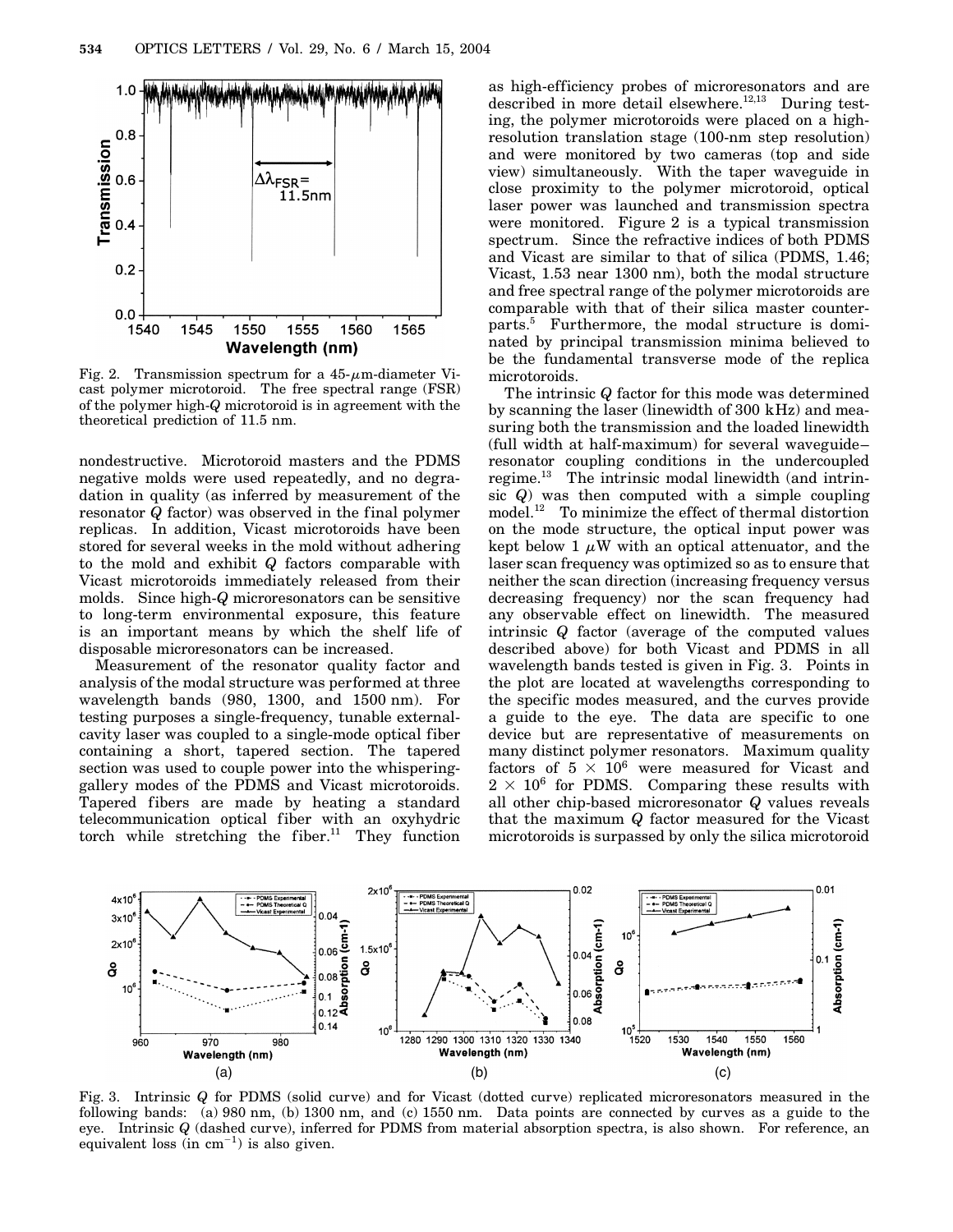nondestructive. Microtoroid masters and the PDMS negative molds were used repeatedly, and no degradation in quality (as inferred by measurement of the resonator $Q$ factor) was observed in the final polymer replicas. In addition, Vicast microtoroids have been stored for several weeks in the mold without adhering to the mold and exhibit $Q$ factors comparable with Vicast microtoroids immediately released from their molds. Since high-$Q$ microresonators can be sensitive to long-term environmental exposure, this feature is an important means by which the shelf life of disposable microresonators can be increased.

Measurement of the resonator quality factor and analysis of the modal structure was performed at three wavelength bands (980, 1300, and 1500 nm). For testing purposes a single-frequency, tunable external-cavity laser was coupled to a single-mode optical fiber containing a short, tapered section. The tapered section was used to couple power into the whispering-gallery modes of the PDMS and Vicast microtoroids. Tapered fibers are made by heating a standard telecommunication optical fiber with an oxyhydric torch while stretching the fiber.[11] They function as high-efficiency probes of microresonators and are described in more detail elsewhere.[12,13] During testing, the polymer microtoroids were placed on a high-resolution translation stage (100-nm step resolution) and were monitored by two cameras (top and side view) simultaneously. With the taper waveguide in close proximity to the polymer microtoroid, optical laser power was launched and transmission spectra were monitored. Figure 2 is a typical transmission spectrum. Since the refractive indices of both PDMS and Vicast are similar to that of silica (PDMS, 1.46; Vicast, 1.53 near 1300 nm), both the modal structure and free spectral range of the polymer microtoroids are comparable with that of their silica master counterparts.[5] Furthermore, the modal structure is dominated by principal transmission minima believed to be the fundamental transverse mode of the replica microtoroids.

Fig. 2. Transmission spectrum for a 45-$\mu$m-diameter Vicast polymer microtoroid. The free spectral range (FSR) of the polymer high-$Q$ microtoroid is in agreement with the theoretical prediction of 11.5 nm.

The intrinsic $Q$ factor for this mode was determined by scanning the laser (linewidth of 300 kHz) and measuring both the transmission and the loaded linewidth (full width at half-maximum) for several waveguide–resonator coupling conditions in the undercoupled regime.[13] The intrinsic modal linewidth (and intrinsic $Q$) was then computed with a simple coupling model.[12] To minimize the effect of thermal distortion on the mode structure, the optical input power was kept below 1 $\mu$W with an optical attenuator, and the laser scan frequency was optimized so as to ensure that neither the scan direction (increasing frequency versus decreasing frequency) nor the scan frequency had any observable effect on linewidth. The measured intrinsic $Q$ factor (average of the computed values described above) for both Vicast and PDMS in all wavelength bands tested is given in Fig. 3. Points in the plot are located at wavelengths corresponding to the specific modes measured, and the curves provide a guide to the eye. The data are specific to one device but are representative of measurements on many distinct polymer resonators. Maximum quality factors of $5 \times 10^6$ were measured for Vicast and $2 \times 10^6$ for PDMS. Comparing these results with all other chip-based microresonator $Q$ values reveals that the maximum $Q$ factor measured for the Vicast microtoroids is surpassed by only the silica microtoroid

Fig. 3. Intrinsic $Q$ for PDMS (solid curve) and for Vicast (dotted curve) replicated microresonators measured in the following bands: (a) 980 nm, (b) 1300 nm, and (c) 1550 nm. Data points are connected by curves as a guide to the eye. Intrinsic $Q$ (dashed curve), inferred for PDMS from material absorption spectra, is also shown. For reference, an equivalent loss (in $\text{cm}^{-1}$) is also given.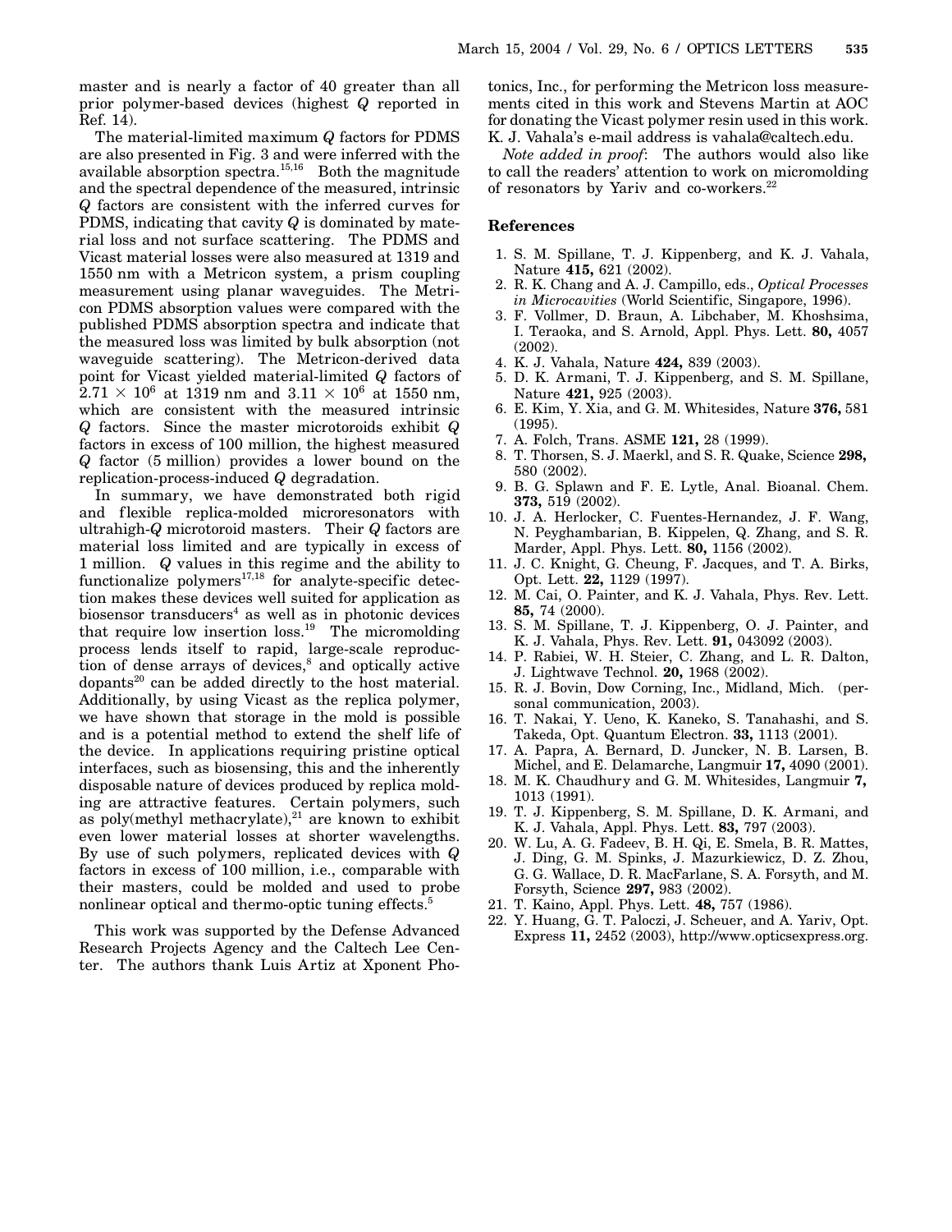master and is nearly a factor of 40 greater than all prior polymer-based devices (highest $Q$ reported in Ref. 14).

The material-limited maximum $Q$ factors for PDMS are also presented in Fig. 3 and were inferred with the available absorption spectra.[15,16] Both the magnitude and the spectral dependence of the measured, intrinsic $Q$ factors are consistent with the inferred curves for PDMS, indicating that cavity $Q$ is dominated by material loss and not surface scattering. The PDMS and Vicast material losses were also measured at 1319 and 1550 nm with a Metricon system, a prism coupling measurement using planar waveguides. The Metricon PDMS absorption values were compared with the published PDMS absorption spectra and indicate that the measured loss was limited by bulk absorption (not waveguide scattering). The Metricon-derived data point for Vicast yielded material-limited $Q$ factors of $2.71 \times 10^6$ at 1319 nm and $3.11 \times 10^6$ at 1550 nm, which are consistent with the measured intrinsic $Q$ factors. Since the master microtoroids exhibit $Q$ factors in excess of 100 million, the highest measured $Q$ factor (5 million) provides a lower bound on the replication-process-induced $Q$ degradation.

In summary, we have demonstrated both rigid and flexible replica-molded microresonators with ultrahigh-$Q$ microtoroid masters. Their $Q$ factors are material loss limited and are typically in excess of 1 million. $Q$ values in this regime and the ability to functionalize polymers[17,18] for analyte-specific detection makes these devices well suited for application as biosensor transducers[4] as well as in photonic devices that require low insertion loss.[19] The micromolding process lends itself to rapid, large-scale reproduction of dense arrays of devices,[8] and optically active dopants[20] can be added directly to the host material. Additionally, by using Vicast as the replica polymer, we have shown that storage in the mold is possible and is a potential method to extend the shelf life of the device. In applications requiring pristine optical interfaces, such as biosensing, this and the inherently disposable nature of devices produced by replica molding are attractive features. Certain polymers, such as poly(methyl methacrylate),[21] are known to exhibit even lower material losses at shorter wavelengths. By use of such polymers, replicated devices with $Q$ factors in excess of 100 million, i.e., comparable with their masters, could be molded and used to probe nonlinear optical and thermo-optic tuning effects.[5]

This work was supported by the Defense Advanced Research Projects Agency and the Caltech Lee Center. The authors thank Luis Artiz at Xponent Photonics, Inc., for performing the Metricon loss measurements cited in this work and Stevens Martin at AOC for donating the Vicast polymer resin used in this work. K. J. Vahala's e-mail address is vahala@caltech.edu.

*Note added in proof*: The authors would also like to call the readers' attention to work on micromolding of resonators by Yariv and co-workers.[22]

## References

1. S. M. Spillane, T. J. Kippenberg, and K. J. Vahala, Nature **415,** 621 (2002).
2. R. K. Chang and A. J. Campillo, eds., *Optical Processes in Microcavities* (World Scientific, Singapore, 1996).
3. F. Vollmer, D. Braun, A. Libchaber, M. Khoshsima, I. Teraoka, and S. Arnold, Appl. Phys. Lett. **80,** 4057 (2002).
4. K. J. Vahala, Nature **424,** 839 (2003).
5. D. K. Armani, T. J. Kippenberg, and S. M. Spillane, Nature **421,** 925 (2003).
6. E. Kim, Y. Xia, and G. M. Whitesides, Nature **376,** 581 (1995).
7. A. Folch, Trans. ASME **121,** 28 (1999).
8. T. Thorsen, S. J. Maerkl, and S. R. Quake, Science **298,** 580 (2002).
9. B. G. Splawn and F. E. Lytle, Anal. Bioanal. Chem. **373,** 519 (2002).
10. J. A. Herlocker, C. Fuentes-Hernandez, J. F. Wang, N. Peyghambarian, B. Kippelen, Q. Zhang, and S. R. Marder, Appl. Phys. Lett. **80,** 1156 (2002).
11. J. C. Knight, G. Cheung, F. Jacques, and T. A. Birks, Opt. Lett. **22,** 1129 (1997).
12. M. Cai, O. Painter, and K. J. Vahala, Phys. Rev. Lett. **85,** 74 (2000).
13. S. M. Spillane, T. J. Kippenberg, O. J. Painter, and K. J. Vahala, Phys. Rev. Lett. **91,** 043092 (2003).
14. P. Rabiei, W. H. Steier, C. Zhang, and L. R. Dalton, J. Lightwave Technol. **20,** 1968 (2002).
15. R. J. Bovin, Dow Corning, Inc., Midland, Mich. (personal communication, 2003).
16. T. Nakai, Y. Ueno, K. Kaneko, S. Tanahashi, and S. Takeda, Opt. Quantum Electron. **33,** 1113 (2001).
17. A. Papra, A. Bernard, D. Juncker, N. B. Larsen, B. Michel, and E. Delamarche, Langmuir **17,** 4090 (2001).
18. M. K. Chaudhury and G. M. Whitesides, Langmuir **7,** 1013 (1991).
19. T. J. Kippenberg, S. M. Spillane, D. K. Armani, and K. J. Vahala, Appl. Phys. Lett. **83,** 797 (2003).
20. W. Lu, A. G. Fadeev, B. H. Qi, E. Smela, B. R. Mattes, J. Ding, G. M. Spinks, J. Mazurkiewicz, D. Z. Zhou, G. G. Wallace, D. R. MacFarlane, S. A. Forsyth, and M. Forsyth, Science **297,** 983 (2002).
21. T. Kaino, Appl. Phys. Lett. **48,** 757 (1986).
22. Y. Huang, G. T. Paloczi, J. Scheuer, and A. Yariv, Opt. Express **11,** 2452 (2003), http://www.opticsexpress.org.